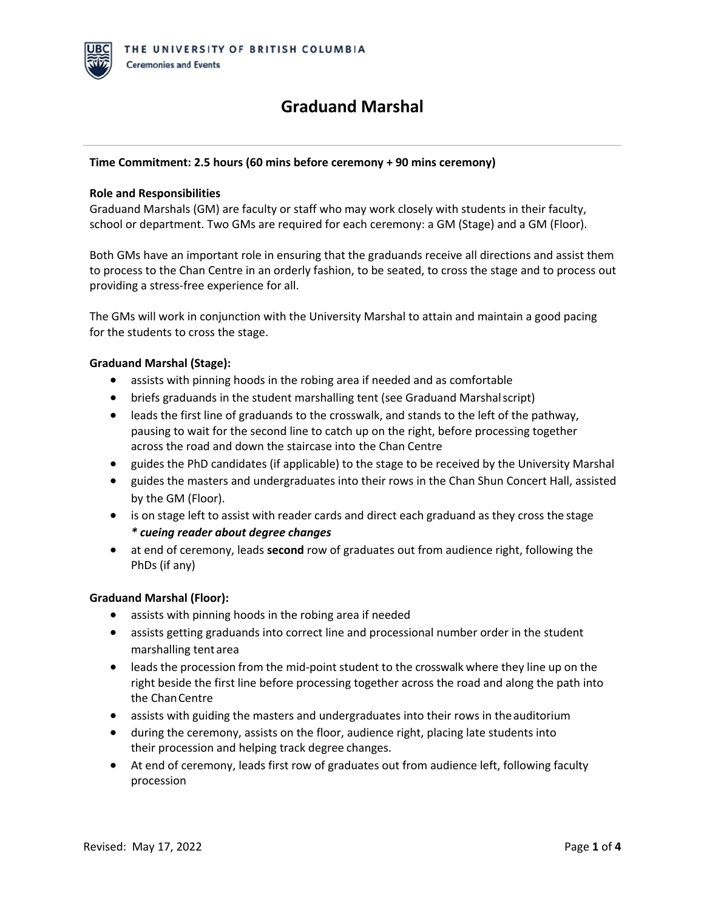# Graduand Marshal

---

**Time Commitment: 2.5 hours (60 mins before ceremony + 90 mins ceremony)**

**Role and Responsibilities**

Graduand Marshals (GM) are faculty or staff who may work closely with students in their faculty, school or department. Two GMs are required for each ceremony: a GM (Stage) and a GM (Floor).

Both GMs have an important role in ensuring that the graduands receive all directions and assist them to process to the Chan Centre in an orderly fashion, to be seated, to cross the stage and to process out providing a stress-free experience for all.

The GMs will work in conjunction with the University Marshal to attain and maintain a good pacing for the students to cross the stage.

**Graduand Marshal (Stage):**

- assists with pinning hoods in the robing area if needed and as comfortable
- briefs graduands in the student marshalling tent (see Graduand Marshal script)
- leads the first line of graduands to the crosswalk, and stands to the left of the pathway, pausing to wait for the second line to catch up on the right, before processing together across the road and down the staircase into the Chan Centre
- guides the PhD candidates (if applicable) to the stage to be received by the University Marshal
- guides the masters and undergraduates into their rows in the Chan Shun Concert Hall, assisted by the GM (Floor).
- is on stage left to assist with reader cards and direct each graduand as they cross the stage
  ***\* cueing reader about degree changes***
- at end of ceremony, leads **second** row of graduates out from audience right, following the PhDs (if any)

**Graduand Marshal (Floor):**

- assists with pinning hoods in the robing area if needed
- assists getting graduands into correct line and processional number order in the student marshalling tent area
- leads the procession from the mid-point student to the crosswalk where they line up on the right beside the first line before processing together across the road and along the path into the Chan Centre
- assists with guiding the masters and undergraduates into their rows in the auditorium
- during the ceremony, assists on the floor, audience right, placing late students into their procession and helping track degree changes.
- At end of ceremony, leads first row of graduates out from audience left, following faculty procession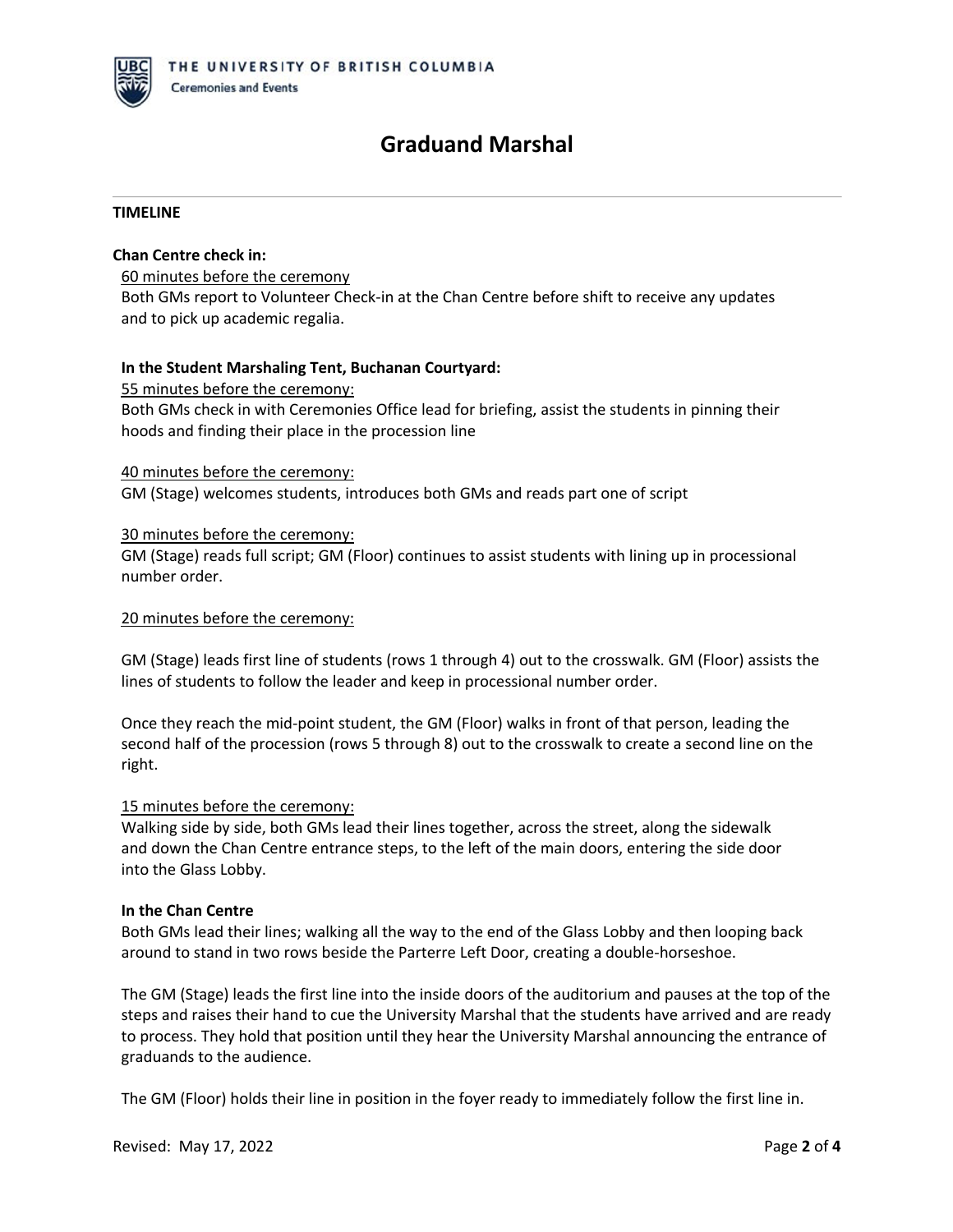# Graduand Marshal

---

**TIMELINE**

**Chan Centre check in:**

60 minutes before the ceremony

Both GMs report to Volunteer Check-in at the Chan Centre before shift to receive any updates and to pick up academic regalia.

**In the Student Marshaling Tent, Buchanan Courtyard:**

55 minutes before the ceremony:

Both GMs check in with Ceremonies Office lead for briefing, assist the students in pinning their hoods and finding their place in the procession line

40 minutes before the ceremony:

GM (Stage) welcomes students, introduces both GMs and reads part one of script

30 minutes before the ceremony:

GM (Stage) reads full script; GM (Floor) continues to assist students with lining up in processional number order.

20 minutes before the ceremony:

GM (Stage) leads first line of students (rows 1 through 4) out to the crosswalk. GM (Floor) assists the lines of students to follow the leader and keep in processional number order.

Once they reach the mid-point student, the GM (Floor) walks in front of that person, leading the second half of the procession (rows 5 through 8) out to the crosswalk to create a second line on the right.

15 minutes before the ceremony:

Walking side by side, both GMs lead their lines together, across the street, along the sidewalk and down the Chan Centre entrance steps, to the left of the main doors, entering the side door into the Glass Lobby.

**In the Chan Centre**

Both GMs lead their lines; walking all the way to the end of the Glass Lobby and then looping back around to stand in two rows beside the Parterre Left Door, creating a double-horseshoe.

The GM (Stage) leads the first line into the inside doors of the auditorium and pauses at the top of the steps and raises their hand to cue the University Marshal that the students have arrived and are ready to process. They hold that position until they hear the University Marshal announcing the entrance of graduands to the audience.

The GM (Floor) holds their line in position in the foyer ready to immediately follow the first line in.

Revised: May 17, 2022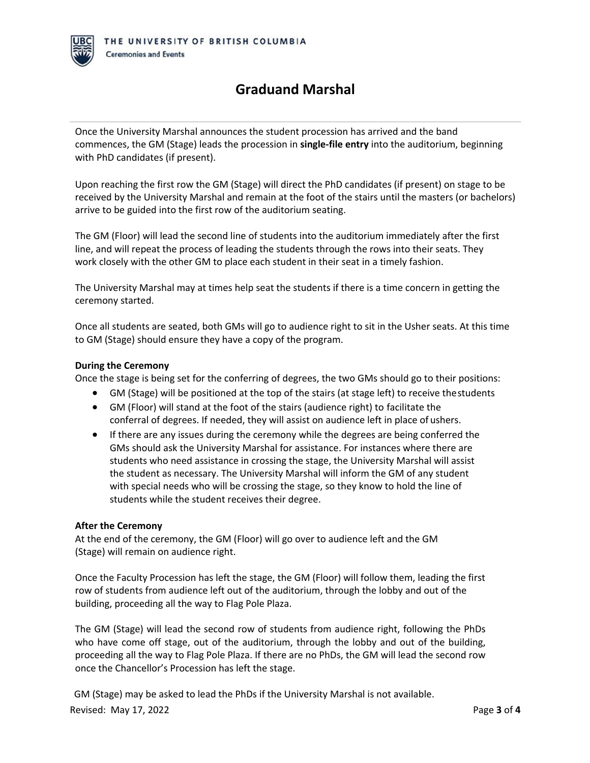# Graduand Marshal

Once the University Marshal announces the student procession has arrived and the band commences, the GM (Stage) leads the procession in **single-file entry** into the auditorium, beginning with PhD candidates (if present).

Upon reaching the first row the GM (Stage) will direct the PhD candidates (if present) on stage to be received by the University Marshal and remain at the foot of the stairs until the masters (or bachelors) arrive to be guided into the first row of the auditorium seating.

The GM (Floor) will lead the second line of students into the auditorium immediately after the first line, and will repeat the process of leading the students through the rows into their seats. They work closely with the other GM to place each student in their seat in a timely fashion.

The University Marshal may at times help seat the students if there is a time concern in getting the ceremony started.

Once all students are seated, both GMs will go to audience right to sit in the Usher seats. At this time to GM (Stage) should ensure they have a copy of the program.

**During the Ceremony**

Once the stage is being set for the conferring of degrees, the two GMs should go to their positions:

- GM (Stage) will be positioned at the top of the stairs (at stage left) to receive the students
- GM (Floor) will stand at the foot of the stairs (audience right) to facilitate the conferral of degrees. If needed, they will assist on audience left in place of ushers.
- If there are any issues during the ceremony while the degrees are being conferred the GMs should ask the University Marshal for assistance. For instances where there are students who need assistance in crossing the stage, the University Marshal will assist the student as necessary. The University Marshal will inform the GM of any student with special needs who will be crossing the stage, so they know to hold the line of students while the student receives their degree.

**After the Ceremony**

At the end of the ceremony, the GM (Floor) will go over to audience left and the GM (Stage) will remain on audience right.

Once the Faculty Procession has left the stage, the GM (Floor) will follow them, leading the first row of students from audience left out of the auditorium, through the lobby and out of the building, proceeding all the way to Flag Pole Plaza.

The GM (Stage) will lead the second row of students from audience right, following the PhDs who have come off stage, out of the auditorium, through the lobby and out of the building, proceeding all the way to Flag Pole Plaza. If there are no PhDs, the GM will lead the second row once the Chancellor's Procession has left the stage.

GM (Stage) may be asked to lead the PhDs if the University Marshal is not available.

Revised: May 17, 2022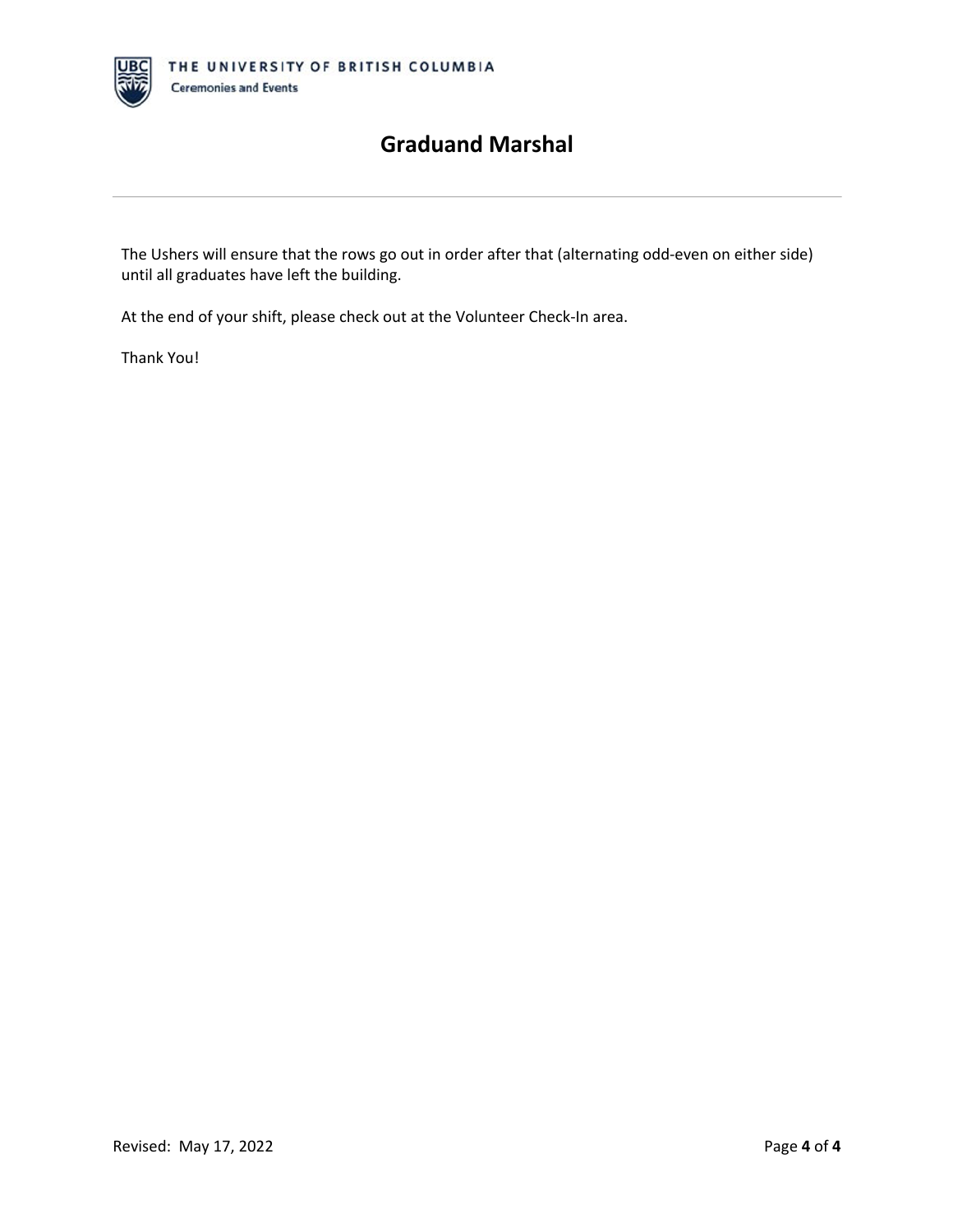The Ushers will ensure that the rows go out in order after that (alternating odd-even on either side) until all graduates have left the building.

At the end of your shift, please check out at the Volunteer Check-In area.

Thank You!